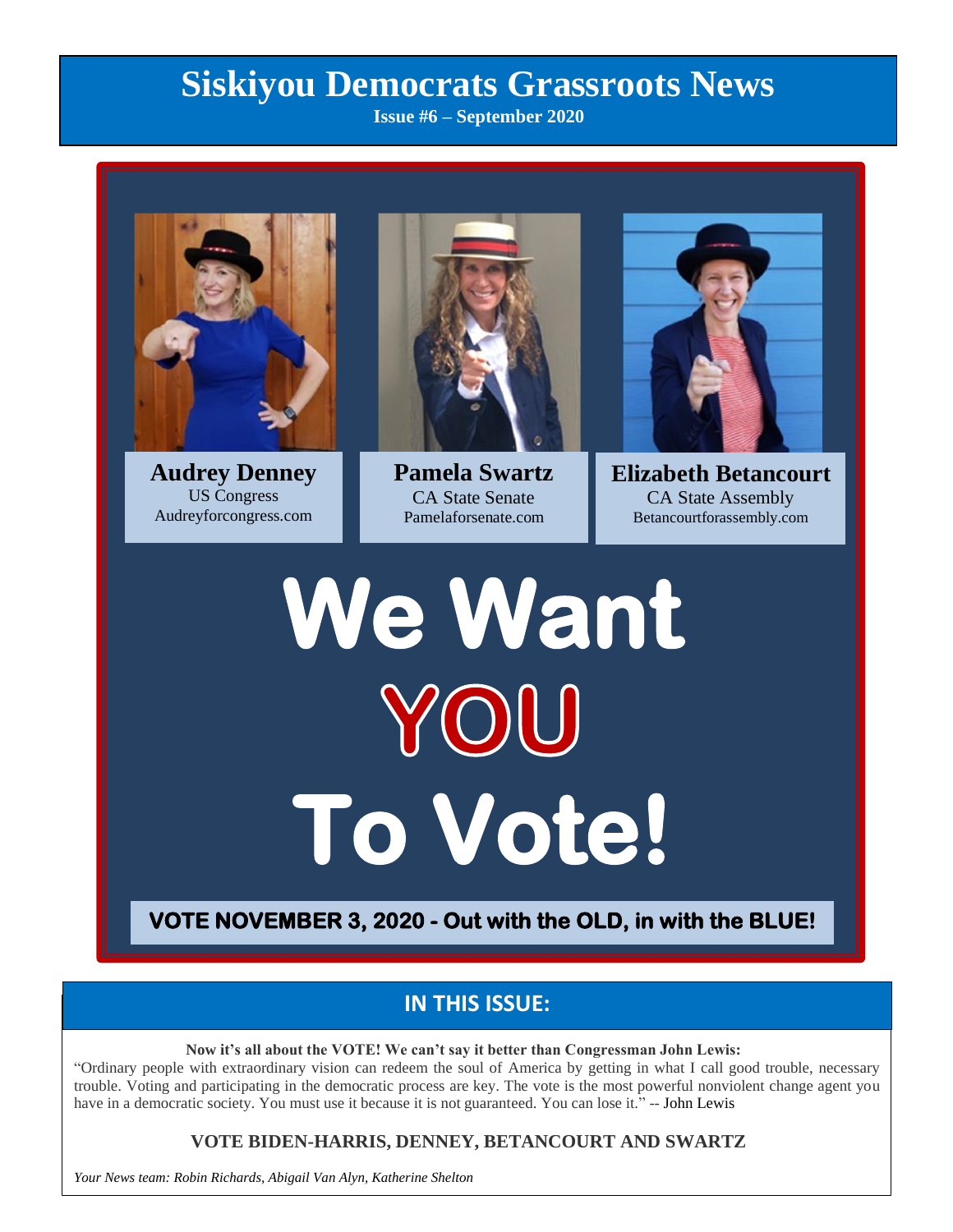# Siskiyou Democrats Grassroots News

**Issue #6 – September 2020**

**Audrey Denney**
US Congress
Audreyforcongress.com

**Pamela Swartz**
CA State Senate
Pamelaforsenate.com

**Elizabeth Betancourt**
CA State Assembly
Betancourtforassembly.com

# We Want YOU To Vote!

**VOTE NOVEMBER 3, 2020 - Out with the OLD, in with the BLUE!**

## IN THIS ISSUE:

**Now it's all about the VOTE! We can't say it better than Congressman John Lewis:**

"Ordinary people with extraordinary vision can redeem the soul of America by getting in what I call good trouble, necessary trouble. Voting and participating in the democratic process are key. The vote is the most powerful nonviolent change agent you have in a democratic society. You must use it because it is not guaranteed. You can lose it." -- John Lewis

**VOTE BIDEN-HARRIS, DENNEY, BETANCOURT AND SWARTZ**

*Your News team: Robin Richards, Abigail Van Alyn, Katherine Shelton*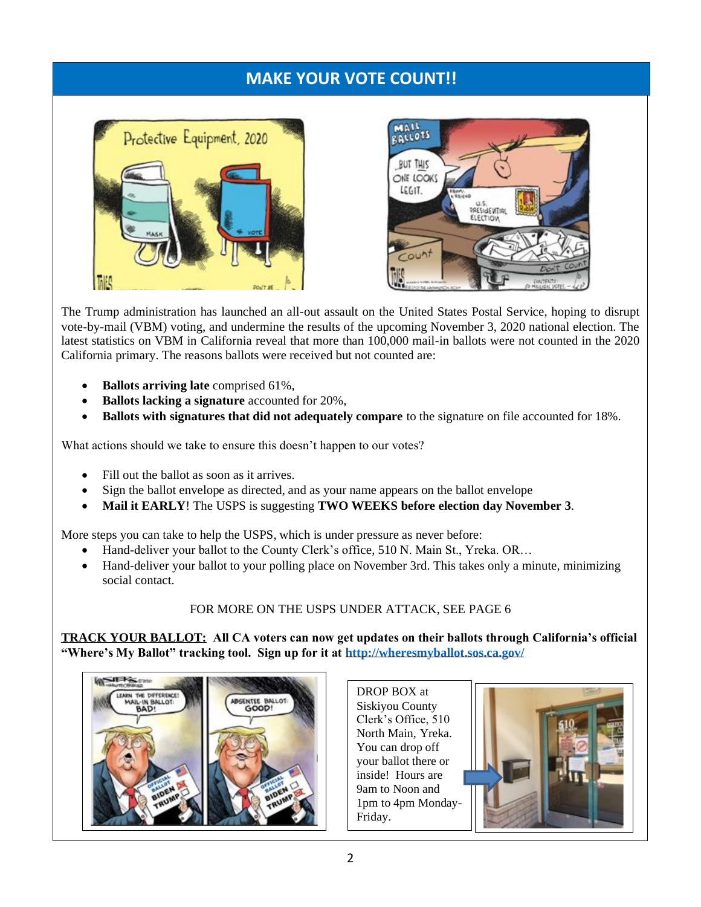# MAKE YOUR VOTE COUNT!!

The Trump administration has launched an all-out assault on the United States Postal Service, hoping to disrupt vote-by-mail (VBM) voting, and undermine the results of the upcoming November 3, 2020 national election. The latest statistics on VBM in California reveal that more than 100,000 mail-in ballots were not counted in the 2020 California primary. The reasons ballots were received but not counted are:

- **Ballots arriving late** comprised 61%,
- **Ballots lacking a signature** accounted for 20%,
- **Ballots with signatures that did not adequately compare** to the signature on file accounted for 18%.

What actions should we take to ensure this doesn't happen to our votes?

- Fill out the ballot as soon as it arrives.
- Sign the ballot envelope as directed, and as your name appears on the ballot envelope
- **Mail it EARLY**! The USPS is suggesting **TWO WEEKS before election day November 3**.

More steps you can take to help the USPS, which is under pressure as never before:

- Hand-deliver your ballot to the County Clerk's office, 510 N. Main St., Yreka. OR…
- Hand-deliver your ballot to your polling place on November 3rd. This takes only a minute, minimizing social contact.

FOR MORE ON THE USPS UNDER ATTACK, SEE PAGE 6

**<u>TRACK YOUR BALLOT:</u> All CA voters can now get updates on their ballots through California's official "Where's My Ballot" tracking tool. Sign up for it at [http://wheresmyballot.sos.ca.gov/](http://wheresmyballot.sos.ca.gov/)**

DROP BOX at Siskiyou County Clerk's Office, 510 North Main, Yreka. You can drop off your ballot there or inside! Hours are 9am to Noon and 1pm to 4pm Monday-Friday.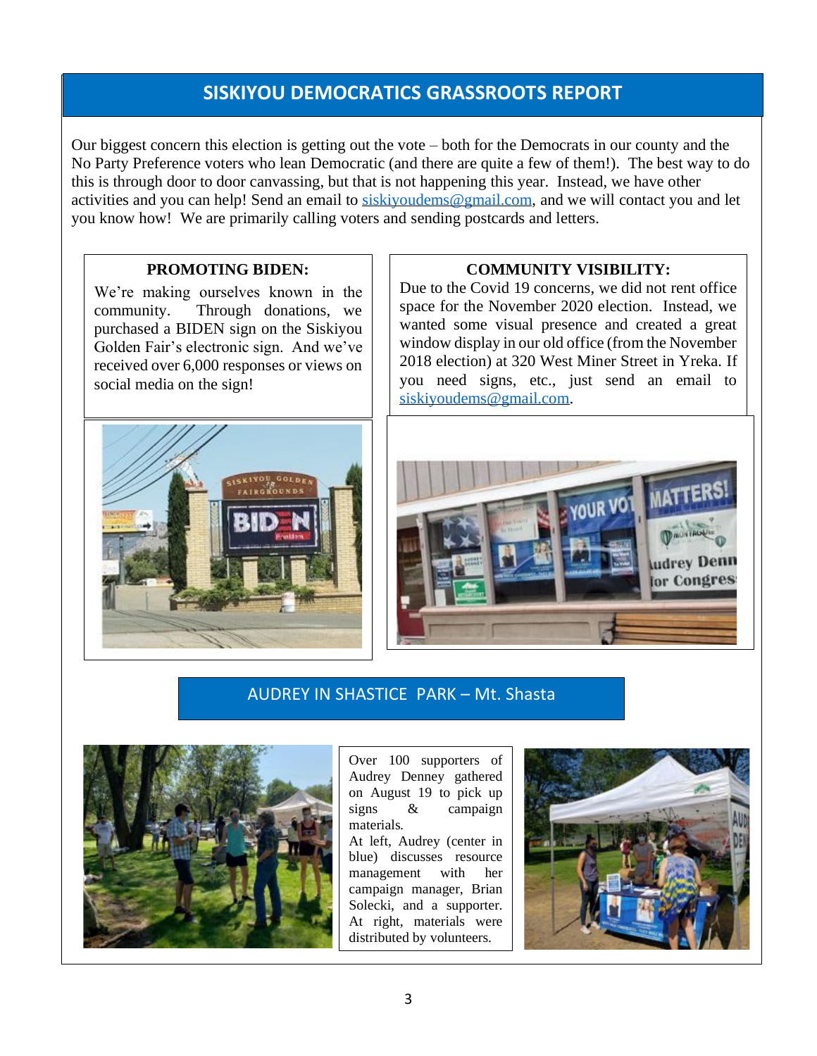## SISKIYOU DEMOCRATICS GRASSROOTS REPORT

Our biggest concern this election is getting out the vote – both for the Democrats in our county and the No Party Preference voters who lean Democratic (and there are quite a few of them!). The best way to do this is through door to door canvassing, but that is not happening this year. Instead, we have other activities and you can help! Send an email to siskiyoudems@gmail.com, and we will contact you and let you know how! We are primarily calling voters and sending postcards and letters.

### PROMOTING BIDEN:

We're making ourselves known in the community. Through donations, we purchased a BIDEN sign on the Siskiyou Golden Fair's electronic sign. And we've received over 6,000 responses or views on social media on the sign!

### COMMUNITY VISIBILITY:

Due to the Covid 19 concerns, we did not rent office space for the November 2020 election. Instead, we wanted some visual presence and created a great window display in our old office (from the November 2018 election) at 320 West Miner Street in Yreka. If you need signs, etc., just send an email to siskiyoudems@gmail.com.

### AUDREY IN SHASTICE PARK – Mt. Shasta

Over 100 supporters of Audrey Denney gathered on August 19 to pick up signs & campaign materials.

At left, Audrey (center in blue) discusses resource management with her campaign manager, Brian Solecki, and a supporter. At right, materials were distributed by volunteers.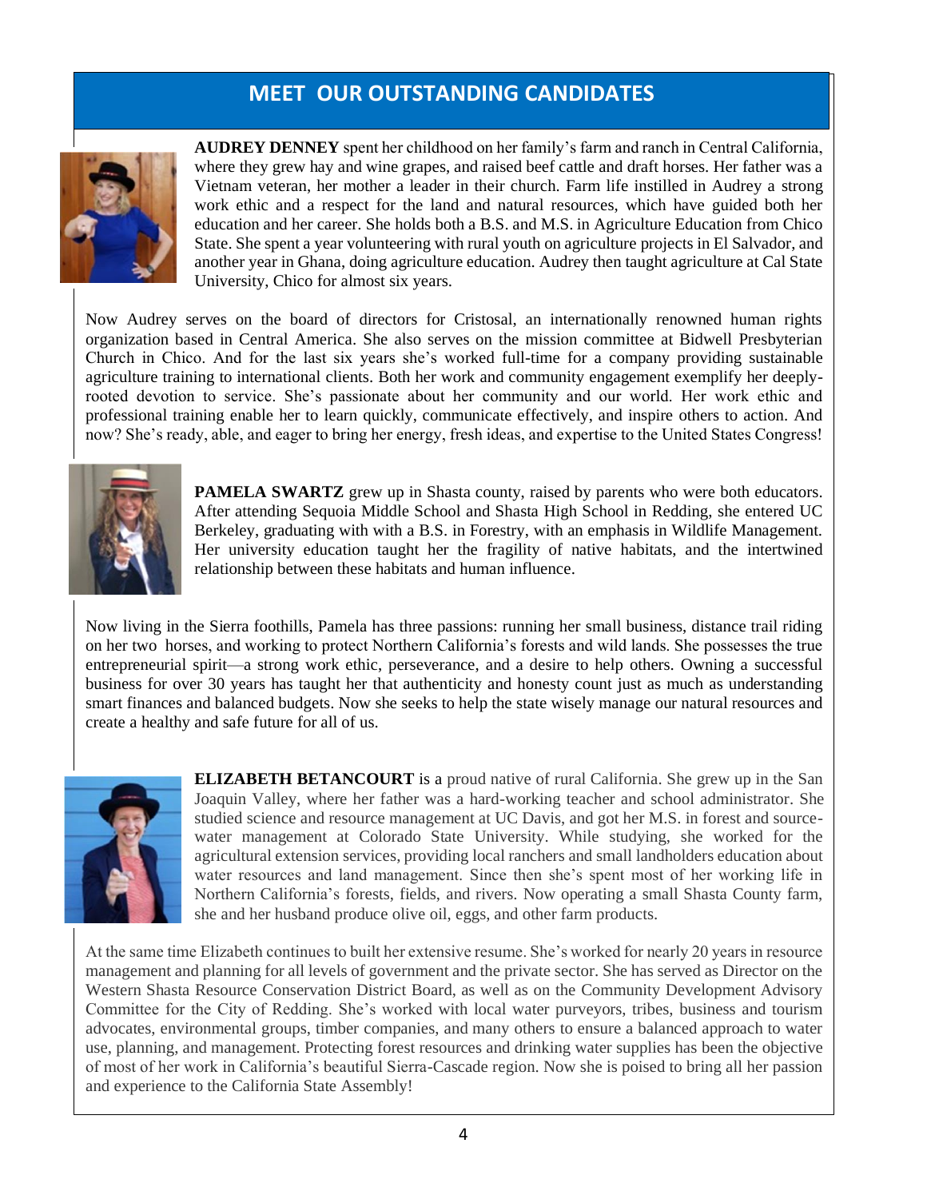## MEET OUR OUTSTANDING CANDIDATES

**AUDREY DENNEY** spent her childhood on her family's farm and ranch in Central California, where they grew hay and wine grapes, and raised beef cattle and draft horses. Her father was a Vietnam veteran, her mother a leader in their church. Farm life instilled in Audrey a strong work ethic and a respect for the land and natural resources, which have guided both her education and her career. She holds both a B.S. and M.S. in Agriculture Education from Chico State. She spent a year volunteering with rural youth on agriculture projects in El Salvador, and another year in Ghana, doing agriculture education. Audrey then taught agriculture at Cal State University, Chico for almost six years.

Now Audrey serves on the board of directors for Cristosal, an internationally renowned human rights organization based in Central America. She also serves on the mission committee at Bidwell Presbyterian Church in Chico. And for the last six years she's worked full-time for a company providing sustainable agriculture training to international clients. Both her work and community engagement exemplify her deeply-rooted devotion to service. She's passionate about her community and our world. Her work ethic and professional training enable her to learn quickly, communicate effectively, and inspire others to action. And now? She's ready, able, and eager to bring her energy, fresh ideas, and expertise to the United States Congress!

**PAMELA SWARTZ** grew up in Shasta county, raised by parents who were both educators. After attending Sequoia Middle School and Shasta High School in Redding, she entered UC Berkeley, graduating with with a B.S. in Forestry, with an emphasis in Wildlife Management. Her university education taught her the fragility of native habitats, and the intertwined relationship between these habitats and human influence.

Now living in the Sierra foothills, Pamela has three passions: running her small business, distance trail riding on her two horses, and working to protect Northern California's forests and wild lands. She possesses the true entrepreneurial spirit—a strong work ethic, perseverance, and a desire to help others. Owning a successful business for over 30 years has taught her that authenticity and honesty count just as much as understanding smart finances and balanced budgets. Now she seeks to help the state wisely manage our natural resources and create a healthy and safe future for all of us.

**ELIZABETH BETANCOURT** is a proud native of rural California. She grew up in the San Joaquin Valley, where her father was a hard-working teacher and school administrator. She studied science and resource management at UC Davis, and got her M.S. in forest and source-water management at Colorado State University. While studying, she worked for the agricultural extension services, providing local ranchers and small landholders education about water resources and land management. Since then she's spent most of her working life in Northern California's forests, fields, and rivers. Now operating a small Shasta County farm, she and her husband produce olive oil, eggs, and other farm products.

At the same time Elizabeth continues to built her extensive resume. She's worked for nearly 20 years in resource management and planning for all levels of government and the private sector. She has served as Director on the Western Shasta Resource Conservation District Board, as well as on the Community Development Advisory Committee for the City of Redding. She's worked with local water purveyors, tribes, business and tourism advocates, environmental groups, timber companies, and many others to ensure a balanced approach to water use, planning, and management. Protecting forest resources and drinking water supplies has been the objective of most of her work in California's beautiful Sierra-Cascade region. Now she is poised to bring all her passion and experience to the California State Assembly!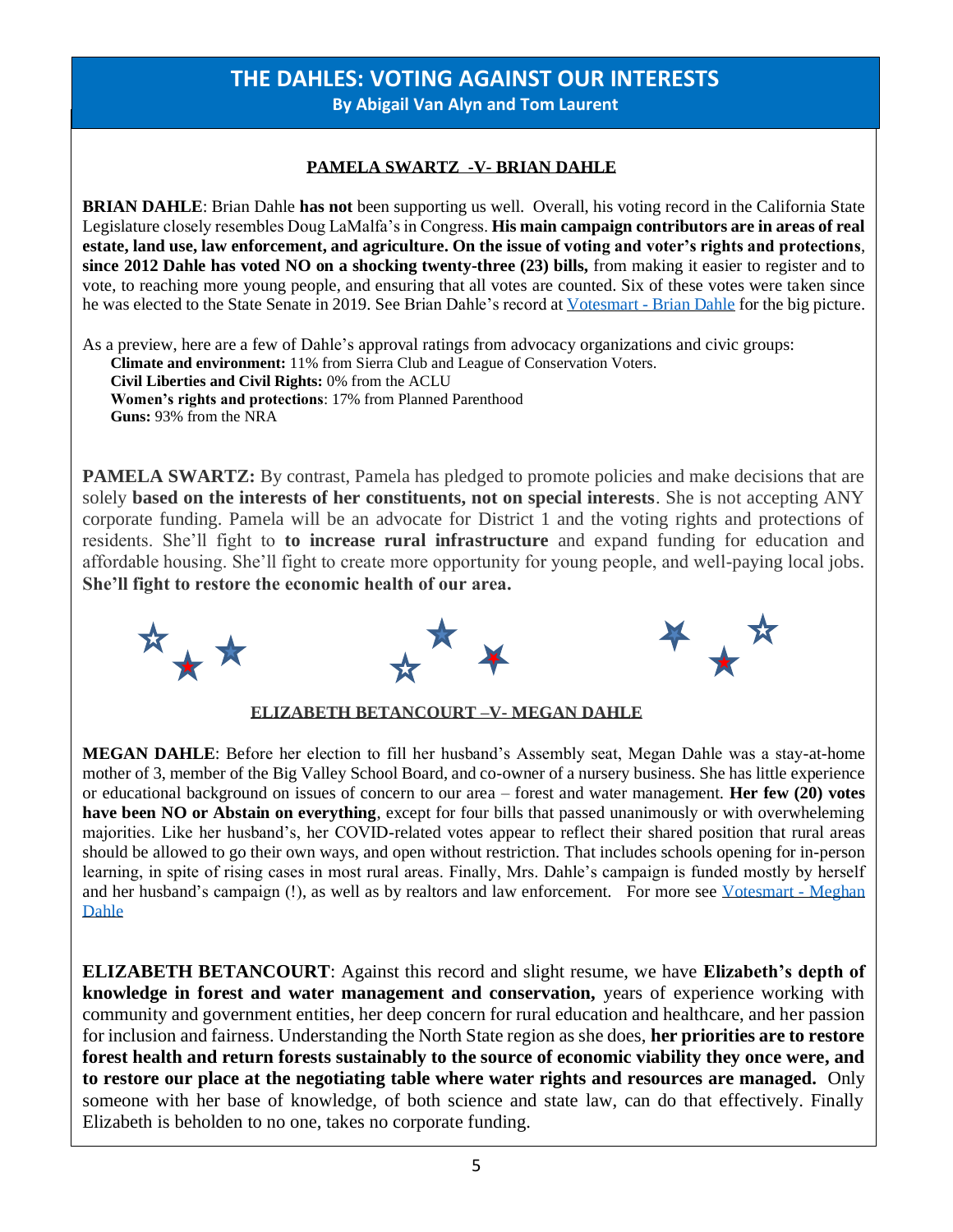# THE DAHLES: VOTING AGAINST OUR INTERESTS

**By Abigail Van Alyn and Tom Laurent**

## PAMELA SWARTZ -V- BRIAN DAHLE

**BRIAN DAHLE**: Brian Dahle **has not** been supporting us well. Overall, his voting record in the California State Legislature closely resembles Doug LaMalfa's in Congress. **His main campaign contributors are in areas of real estate, land use, law enforcement, and agriculture. On the issue of voting and voter's rights and protections**, **since 2012 Dahle has voted NO on a shocking twenty-three (23) bills,** from making it easier to register and to vote, to reaching more young people, and ensuring that all votes are counted. Six of these votes were taken since he was elected to the State Senate in 2019. See Brian Dahle's record at Votesmart - Brian Dahle for the big picture.

As a preview, here are a few of Dahle's approval ratings from advocacy organizations and civic groups:

**Climate and environment:** 11% from Sierra Club and League of Conservation Voters.
**Civil Liberties and Civil Rights:** 0% from the ACLU
**Women's rights and protections**: 17% from Planned Parenthood
**Guns:** 93% from the NRA

**PAMELA SWARTZ:** By contrast, Pamela has pledged to promote policies and make decisions that are solely **based on the interests of her constituents, not on special interests**. She is not accepting ANY corporate funding. Pamela will be an advocate for District 1 and the voting rights and protections of residents. She'll fight to **to increase rural infrastructure** and expand funding for education and affordable housing. She'll fight to create more opportunity for young people, and well-paying local jobs. **She'll fight to restore the economic health of our area.**

## ELIZABETH BETANCOURT –V- MEGAN DAHLE

**MEGAN DAHLE**: Before her election to fill her husband's Assembly seat, Megan Dahle was a stay-at-home mother of 3, member of the Big Valley School Board, and co-owner of a nursery business. She has little experience or educational background on issues of concern to our area – forest and water management. **Her few (20) votes have been NO or Abstain on everything**, except for four bills that passed unanimously or with overwheleming majorities. Like her husband's, her COVID-related votes appear to reflect their shared position that rural areas should be allowed to go their own ways, and open without restriction. That includes schools opening for in-person learning, in spite of rising cases in most rural areas. Finally, Mrs. Dahle's campaign is funded mostly by herself and her husband's campaign (!), as well as by realtors and law enforcement. For more see Votesmart - Meghan Dahle

**ELIZABETH BETANCOURT**: Against this record and slight resume, we have **Elizabeth's depth of knowledge in forest and water management and conservation,** years of experience working with community and government entities, her deep concern for rural education and healthcare, and her passion for inclusion and fairness. Understanding the North State region as she does, **her priorities are to restore forest health and return forests sustainably to the source of economic viability they once were, and to restore our place at the negotiating table where water rights and resources are managed.** Only someone with her base of knowledge, of both science and state law, can do that effectively. Finally Elizabeth is beholden to no one, takes no corporate funding.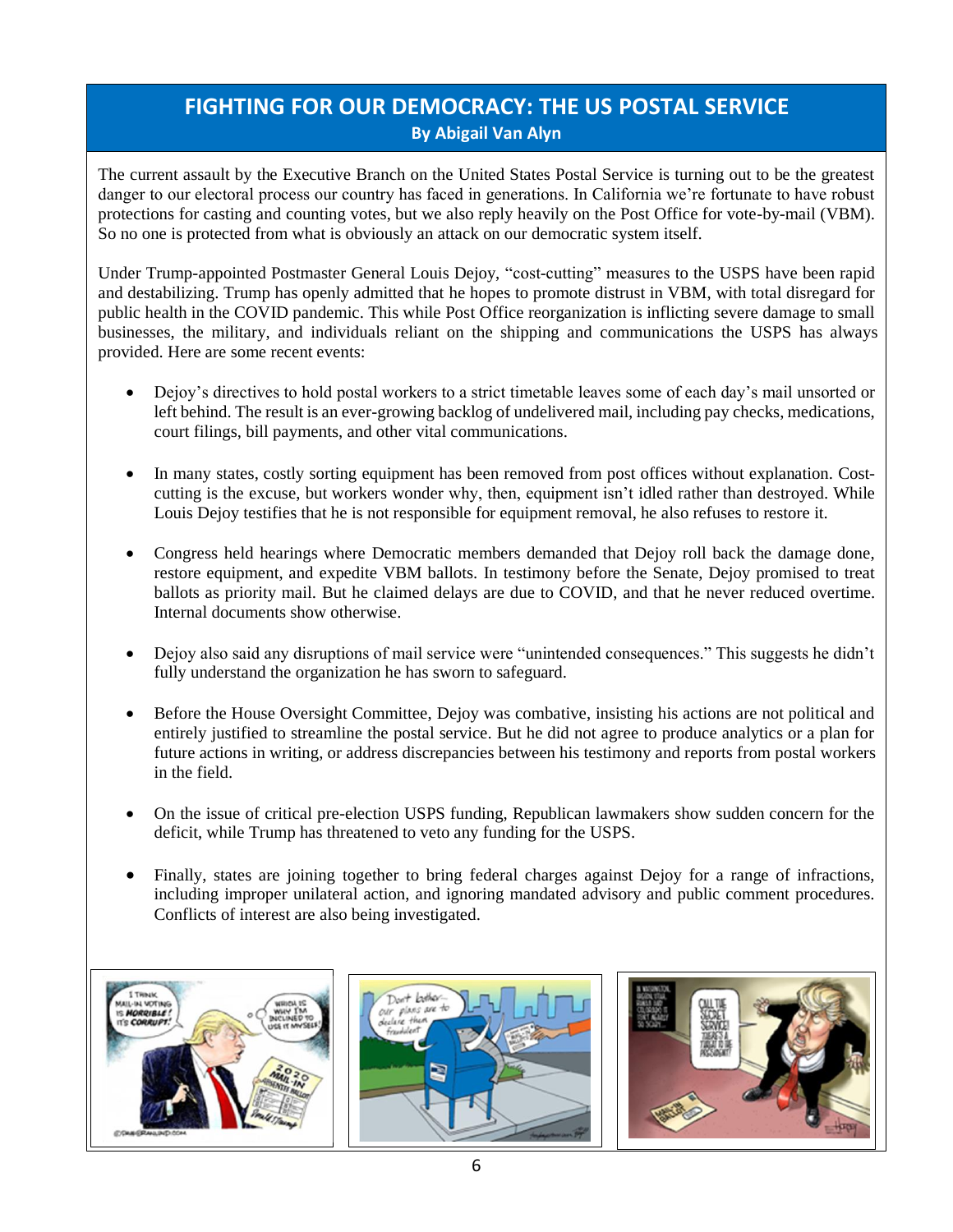## FIGHTING FOR OUR DEMOCRACY: THE US POSTAL SERVICE

**By Abigail Van Alyn**

The current assault by the Executive Branch on the United States Postal Service is turning out to be the greatest danger to our electoral process our country has faced in generations. In California we're fortunate to have robust protections for casting and counting votes, but we also reply heavily on the Post Office for vote-by-mail (VBM). So no one is protected from what is obviously an attack on our democratic system itself.

Under Trump-appointed Postmaster General Louis Dejoy, "cost-cutting" measures to the USPS have been rapid and destabilizing. Trump has openly admitted that he hopes to promote distrust in VBM, with total disregard for public health in the COVID pandemic. This while Post Office reorganization is inflicting severe damage to small businesses, the military, and individuals reliant on the shipping and communications the USPS has always provided. Here are some recent events:

- Dejoy's directives to hold postal workers to a strict timetable leaves some of each day's mail unsorted or left behind. The result is an ever-growing backlog of undelivered mail, including pay checks, medications, court filings, bill payments, and other vital communications.

- In many states, costly sorting equipment has been removed from post offices without explanation. Cost-cutting is the excuse, but workers wonder why, then, equipment isn't idled rather than destroyed. While Louis Dejoy testifies that he is not responsible for equipment removal, he also refuses to restore it.

- Congress held hearings where Democratic members demanded that Dejoy roll back the damage done, restore equipment, and expedite VBM ballots. In testimony before the Senate, Dejoy promised to treat ballots as priority mail. But he claimed delays are due to COVID, and that he never reduced overtime. Internal documents show otherwise.

- Dejoy also said any disruptions of mail service were "unintended consequences." This suggests he didn't fully understand the organization he has sworn to safeguard.

- Before the House Oversight Committee, Dejoy was combative, insisting his actions are not political and entirely justified to streamline the postal service. But he did not agree to produce analytics or a plan for future actions in writing, or address discrepancies between his testimony and reports from postal workers in the field.

- On the issue of critical pre-election USPS funding, Republican lawmakers show sudden concern for the deficit, while Trump has threatened to veto any funding for the USPS.

- Finally, states are joining together to bring federal charges against Dejoy for a range of infractions, including improper unilateral action, and ignoring mandated advisory and public comment procedures. Conflicts of interest are also being investigated.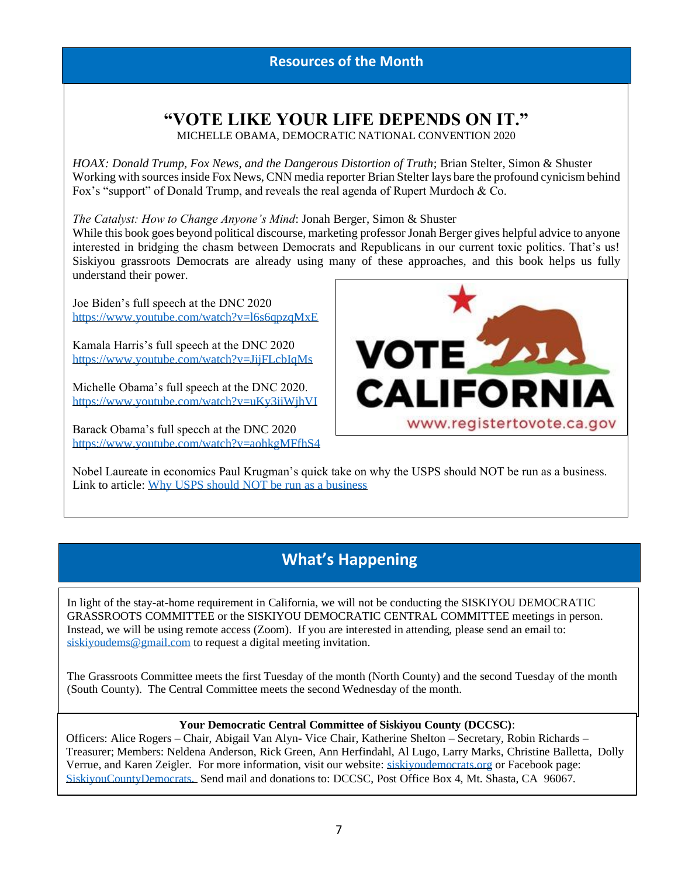## Resources of the Month

### "VOTE LIKE YOUR LIFE DEPENDS ON IT."

MICHELLE OBAMA, DEMOCRATIC NATIONAL CONVENTION 2020

*HOAX: Donald Trump, Fox News, and the Dangerous Distortion of Truth*; Brian Stelter, Simon & Shuster
Working with sources inside Fox News, CNN media reporter Brian Stelter lays bare the profound cynicism behind Fox's "support" of Donald Trump, and reveals the real agenda of Rupert Murdoch & Co.

*The Catalyst: How to Change Anyone's Mind*: Jonah Berger, Simon & Shuster
While this book goes beyond political discourse, marketing professor Jonah Berger gives helpful advice to anyone interested in bridging the chasm between Democrats and Republicans in our current toxic politics. That's us! Siskiyou grassroots Democrats are already using many of these approaches, and this book helps us fully understand their power.

Joe Biden's full speech at the DNC 2020
https://www.youtube.com/watch?v=l6s6qpzqMxE

Kamala Harris's full speech at the DNC 2020
https://www.youtube.com/watch?v=JijFLcbIqMs

Michelle Obama's full speech at the DNC 2020.
https://www.youtube.com/watch?v=uKy3iiWjhVI

Barack Obama's full specch at the DNC 2020
https://www.youtube.com/watch?v=aohkgMFfhS4

VOTE CALIFORNIA
www.registertovote.ca.gov

Nobel Laureate in economics Paul Krugman's quick take on why the USPS should NOT be run as a business.
Link to article: Why USPS should NOT be run as a business

## What's Happening

In light of the stay-at-home requirement in California, we will not be conducting the SISKIYOU DEMOCRATIC GRASSROOTS COMMITTEE or the SISKIYOU DEMOCRATIC CENTRAL COMMITTEE meetings in person. Instead, we will be using remote access (Zoom). If you are interested in attending, please send an email to: siskiyoudems@gmail.com to request a digital meeting invitation.

The Grassroots Committee meets the first Tuesday of the month (North County) and the second Tuesday of the month (South County). The Central Committee meets the second Wednesday of the month.

**Your Democratic Central Committee of Siskiyou County (DCCSC)**:
Officers: Alice Rogers – Chair, Abigail Van Alyn- Vice Chair, Katherine Shelton – Secretary, Robin Richards – Treasurer; Members: Neldena Anderson, Rick Green, Ann Herfindahl, Al Lugo, Larry Marks, Christine Balletta, Dolly Verrue, and Karen Zeigler. For more information, visit our website: siskiyoudemocrats.org or Facebook page: SiskiyouCountyDemocrats. Send mail and donations to: DCCSC, Post Office Box 4, Mt. Shasta, CA 96067.